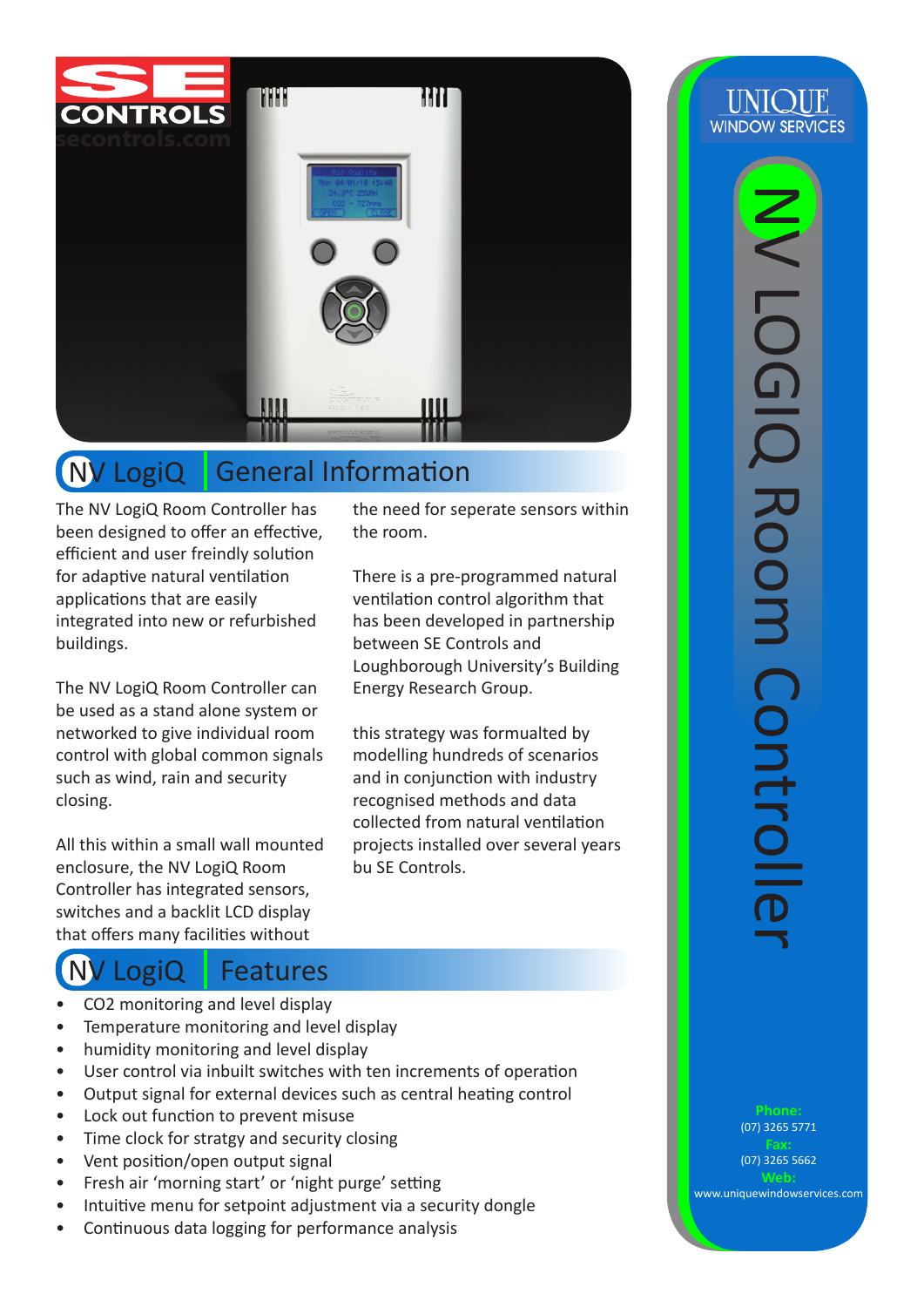SE CONTROLS
secontrols.com

UNIQUE WINDOW SERVICES

# NV LogiQ Room Controller

## NV LogiQ General Information

The NV LogiQ Room Controller has been designed to offer an effective, efficient and user freindly solution for adaptive natural ventilation applications that are easily integrated into new or refurbished buildings.

The NV LogiQ Room Controller can be used as a stand alone system or networked to give individual room control with global common signals such as wind, rain and security closing.

All this within a small wall mounted enclosure, the NV LogiQ Room Controller has integrated sensors, switches and a backlit LCD display that offers many facilities without the need for seperate sensors within the room.

There is a pre-programmed natural ventilation control algorithm that has been developed in partnership between SE Controls and Loughborough University's Building Energy Research Group.

this strategy was formualted by modelling hundreds of scenarios and in conjunction with industry recognised methods and data collected from natural ventilation projects installed over several years bu SE Controls.

## NV LogiQ Features

- CO2 monitoring and level display
- Temperature monitoring and level display
- humidity monitoring and level display
- User control via inbuilt switches with ten increments of operation
- Output signal for external devices such as central heating control
- Lock out function to prevent misuse
- Time clock for stratgy and security closing
- Vent position/open output signal
- Fresh air 'morning start' or 'night purge' setting
- Intuitive menu for setpoint adjustment via a security dongle
- Continuous data logging for performance analysis

**Phone:**
(07) 3265 5771
**Fax:**
(07) 3265 5662
**Web:**
www.uniquewindowservices.com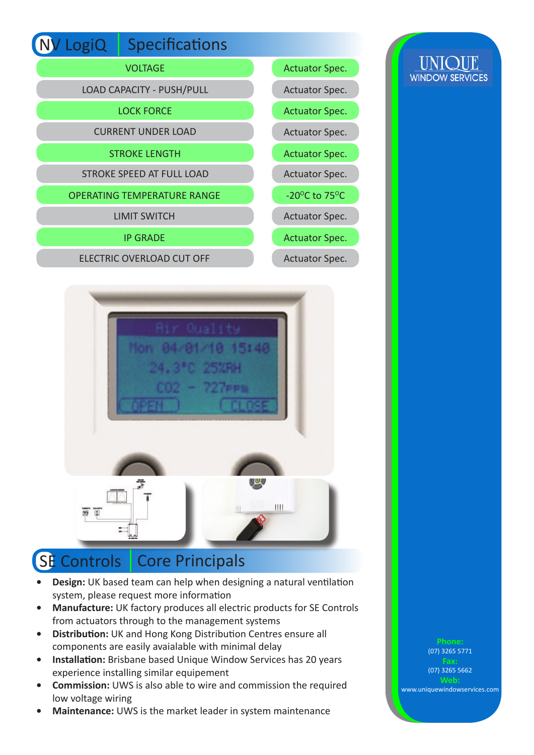## NV LogiQ | Specifications

| | |
|---|---|
| VOLTAGE | Actuator Spec. |
| LOAD CAPACITY - PUSH/PULL | Actuator Spec. |
| LOCK FORCE | Actuator Spec. |
| CURRENT UNDER LOAD | Actuator Spec. |
| STROKE LENGTH | Actuator Spec. |
| STROKE SPEED AT FULL LOAD | Actuator Spec. |
| OPERATING TEMPERATURE RANGE | -20°C to 75°C |
| LIMIT SWITCH | Actuator Spec. |
| IP GRADE | Actuator Spec. |
| ELECTRIC OVERLOAD CUT OFF | Actuator Spec. |

## SE Controls | Core Principals

- **Design:** UK based team can help when designing a natural ventilation system, please request more information
- **Manufacture:** UK factory produces all electric products for SE Controls from actuators through to the management systems
- **Distribution:** UK and Hong Kong Distribution Centres ensure all components are easily avaialable with minimal delay
- **Installation:** Brisbane based Unique Window Services has 20 years experience installing similar equipement
- **Commission:** UWS is also able to wire and commission the required low voltage wiring
- **Maintenance:** UWS is the market leader in system maintenance

UNIQUE WINDOW SERVICES

Phone:
(07) 3265 5771
Fax:
(07) 3265 5662
Web:
www.uniquewindowservices.com